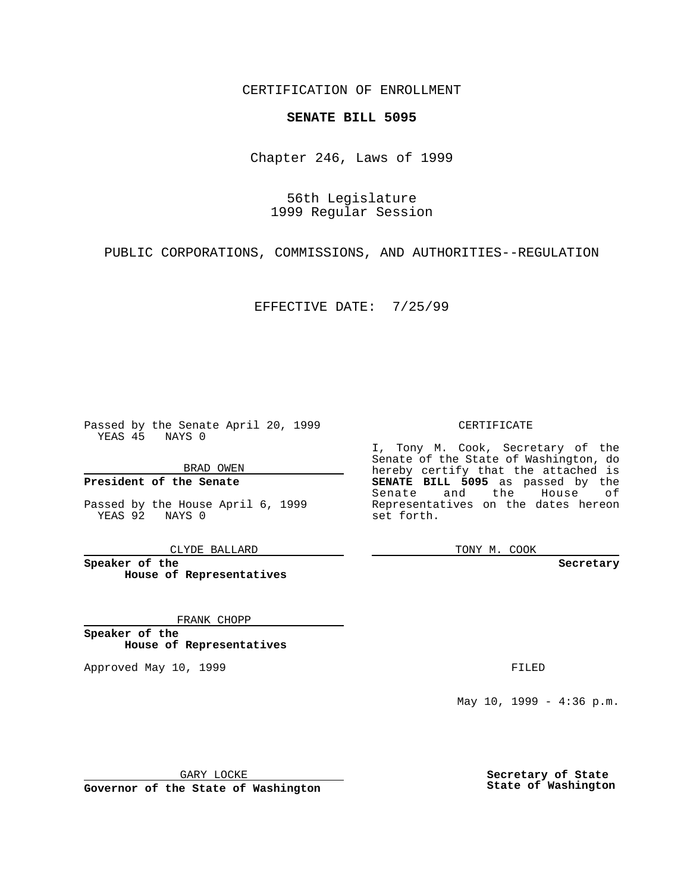CERTIFICATION OF ENROLLMENT

**SENATE BILL 5095**

Chapter 246, Laws of 1999

56th Legislature
1999 Regular Session

PUBLIC CORPORATIONS, COMMISSIONS, AND AUTHORITIES--REGULATION

EFFECTIVE DATE: 7/25/99

Passed by the Senate April 20, 1999
YEAS 45 NAYS 0

BRAD OWEN

**President of the Senate**

Passed by the House April 6, 1999
YEAS 92 NAYS 0

CLYDE BALLARD

**Speaker of the House of Representatives**

FRANK CHOPP

**Speaker of the House of Representatives**

Approved May 10, 1999

GARY LOCKE

**Governor of the State of Washington**

CERTIFICATE

I, Tony M. Cook, Secretary of the Senate of the State of Washington, do hereby certify that the attached is **SENATE BILL 5095** as passed by the Senate and the House of Representatives on the dates hereon set forth.

TONY M. COOK

**Secretary**

FILED

May 10, 1999 - 4:36 p.m.

**Secretary of State**
**State of Washington**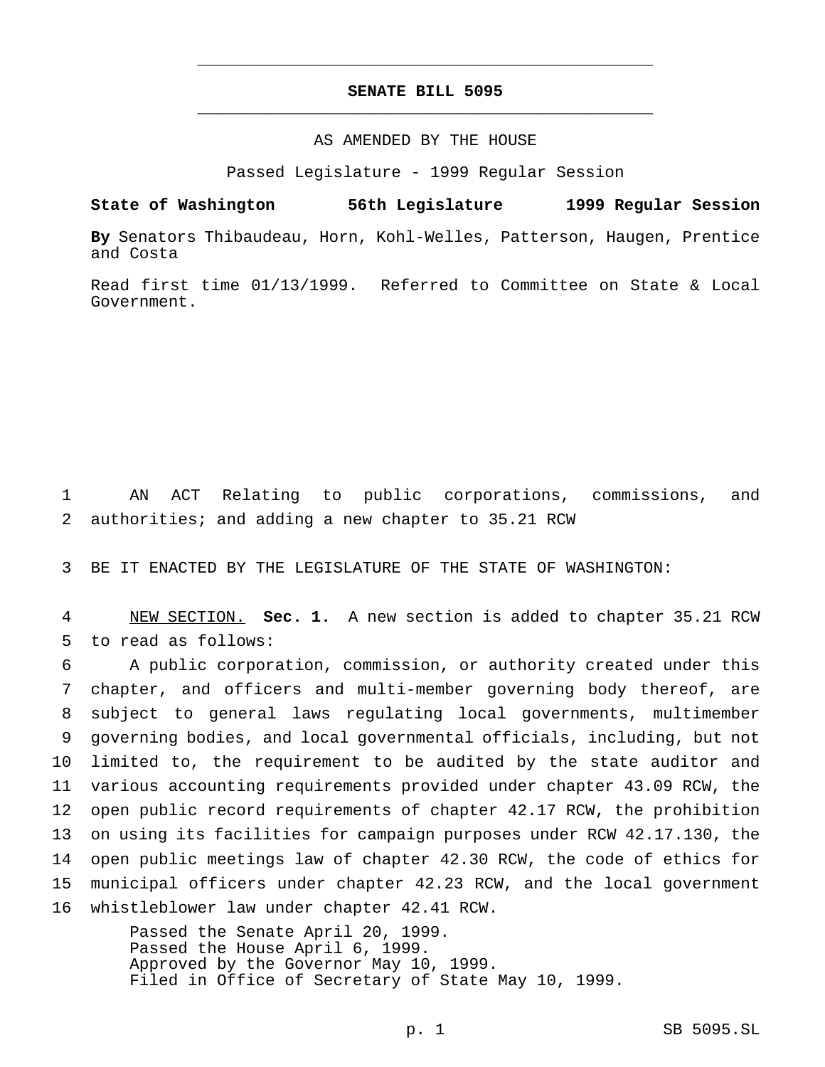# SENATE BILL 5095

AS AMENDED BY THE HOUSE

Passed Legislature - 1999 Regular Session

**State of Washington 56th Legislature 1999 Regular Session**

**By** Senators Thibaudeau, Horn, Kohl-Welles, Patterson, Haugen, Prentice and Costa

Read first time 01/13/1999. Referred to Committee on State & Local Government.

AN ACT Relating to public corporations, commissions, and authorities; and adding a new chapter to 35.21 RCW

BE IT ENACTED BY THE LEGISLATURE OF THE STATE OF WASHINGTON:

NEW SECTION. **Sec. 1.** A new section is added to chapter 35.21 RCW to read as follows:

A public corporation, commission, or authority created under this chapter, and officers and multi-member governing body thereof, are subject to general laws regulating local governments, multimember governing bodies, and local governmental officials, including, but not limited to, the requirement to be audited by the state auditor and various accounting requirements provided under chapter 43.09 RCW, the open public record requirements of chapter 42.17 RCW, the prohibition on using its facilities for campaign purposes under RCW 42.17.130, the open public meetings law of chapter 42.30 RCW, the code of ethics for municipal officers under chapter 42.23 RCW, and the local government whistleblower law under chapter 42.41 RCW.

Passed the Senate April 20, 1999.
Passed the House April 6, 1999.
Approved by the Governor May 10, 1999.
Filed in Office of Secretary of State May 10, 1999.